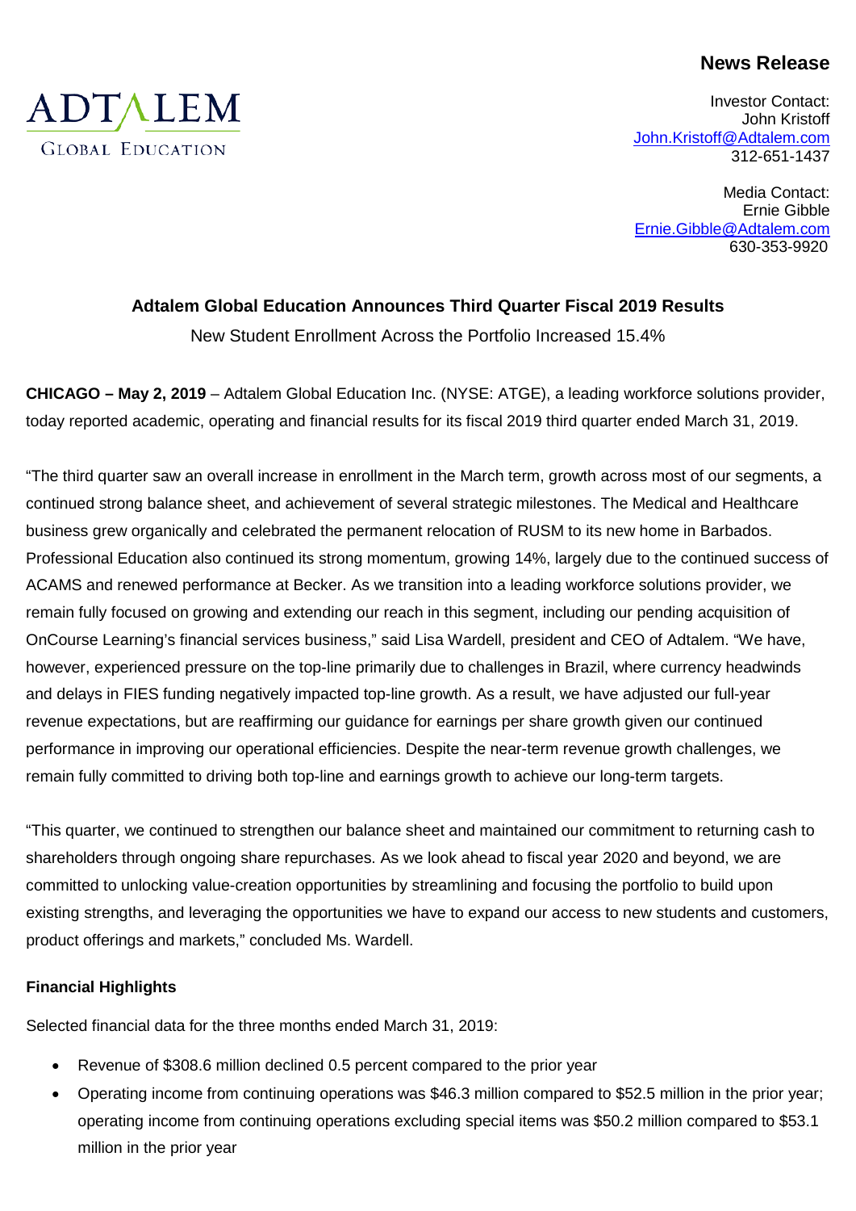**News Release**

ADTALEM
GLOBAL EDUCATION

Investor Contact:
John Kristoff
John.Kristoff@Adtalem.com
312-651-1437

Media Contact:
Ernie Gibble
Ernie.Gibble@Adtalem.com
630-353-9920

# Adtalem Global Education Announces Third Quarter Fiscal 2019 Results

New Student Enrollment Across the Portfolio Increased 15.4%

**CHICAGO – May 2, 2019** – Adtalem Global Education Inc. (NYSE: ATGE), a leading workforce solutions provider, today reported academic, operating and financial results for its fiscal 2019 third quarter ended March 31, 2019.

"The third quarter saw an overall increase in enrollment in the March term, growth across most of our segments, a continued strong balance sheet, and achievement of several strategic milestones. The Medical and Healthcare business grew organically and celebrated the permanent relocation of RUSM to its new home in Barbados. Professional Education also continued its strong momentum, growing 14%, largely due to the continued success of ACAMS and renewed performance at Becker. As we transition into a leading workforce solutions provider, we remain fully focused on growing and extending our reach in this segment, including our pending acquisition of OnCourse Learning's financial services business," said Lisa Wardell, president and CEO of Adtalem. "We have, however, experienced pressure on the top-line primarily due to challenges in Brazil, where currency headwinds and delays in FIES funding negatively impacted top-line growth. As a result, we have adjusted our full-year revenue expectations, but are reaffirming our guidance for earnings per share growth given our continued performance in improving our operational efficiencies. Despite the near-term revenue growth challenges, we remain fully committed to driving both top-line and earnings growth to achieve our long-term targets.

"This quarter, we continued to strengthen our balance sheet and maintained our commitment to returning cash to shareholders through ongoing share repurchases. As we look ahead to fiscal year 2020 and beyond, we are committed to unlocking value-creation opportunities by streamlining and focusing the portfolio to build upon existing strengths, and leveraging the opportunities we have to expand our access to new students and customers, product offerings and markets," concluded Ms. Wardell.

**Financial Highlights**

Selected financial data for the three months ended March 31, 2019:

- Revenue of $308.6 million declined 0.5 percent compared to the prior year
- Operating income from continuing operations was $46.3 million compared to $52.5 million in the prior year; operating income from continuing operations excluding special items was $50.2 million compared to $53.1 million in the prior year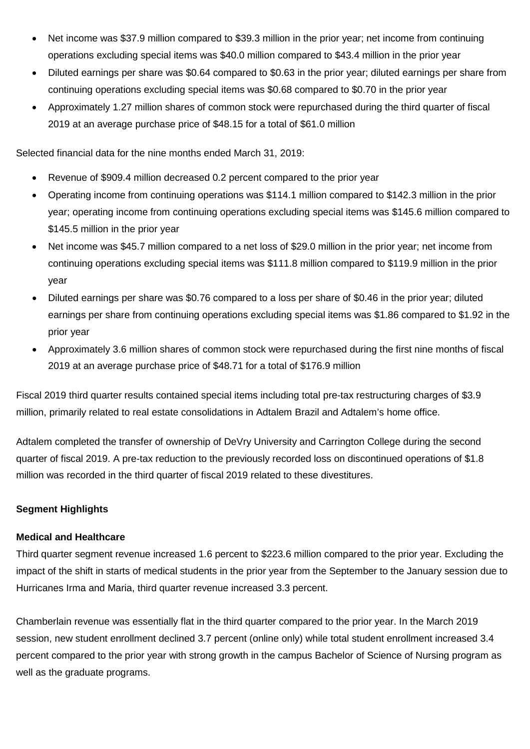- Net income was $37.9 million compared to $39.3 million in the prior year; net income from continuing operations excluding special items was $40.0 million compared to $43.4 million in the prior year
- Diluted earnings per share was $0.64 compared to $0.63 in the prior year; diluted earnings per share from continuing operations excluding special items was $0.68 compared to $0.70 in the prior year
- Approximately 1.27 million shares of common stock were repurchased during the third quarter of fiscal 2019 at an average purchase price of $48.15 for a total of $61.0 million

Selected financial data for the nine months ended March 31, 2019:

- Revenue of $909.4 million decreased 0.2 percent compared to the prior year
- Operating income from continuing operations was $114.1 million compared to $142.3 million in the prior year; operating income from continuing operations excluding special items was $145.6 million compared to $145.5 million in the prior year
- Net income was $45.7 million compared to a net loss of $29.0 million in the prior year; net income from continuing operations excluding special items was $111.8 million compared to $119.9 million in the prior year
- Diluted earnings per share was $0.76 compared to a loss per share of $0.46 in the prior year; diluted earnings per share from continuing operations excluding special items was $1.86 compared to $1.92 in the prior year
- Approximately 3.6 million shares of common stock were repurchased during the first nine months of fiscal 2019 at an average purchase price of $48.71 for a total of $176.9 million

Fiscal 2019 third quarter results contained special items including total pre-tax restructuring charges of $3.9 million, primarily related to real estate consolidations in Adtalem Brazil and Adtalem's home office.

Adtalem completed the transfer of ownership of DeVry University and Carrington College during the second quarter of fiscal 2019. A pre-tax reduction to the previously recorded loss on discontinued operations of $1.8 million was recorded in the third quarter of fiscal 2019 related to these divestitures.

**Segment Highlights**

**Medical and Healthcare**

Third quarter segment revenue increased 1.6 percent to $223.6 million compared to the prior year. Excluding the impact of the shift in starts of medical students in the prior year from the September to the January session due to Hurricanes Irma and Maria, third quarter revenue increased 3.3 percent.

Chamberlain revenue was essentially flat in the third quarter compared to the prior year. In the March 2019 session, new student enrollment declined 3.7 percent (online only) while total student enrollment increased 3.4 percent compared to the prior year with strong growth in the campus Bachelor of Science of Nursing program as well as the graduate programs.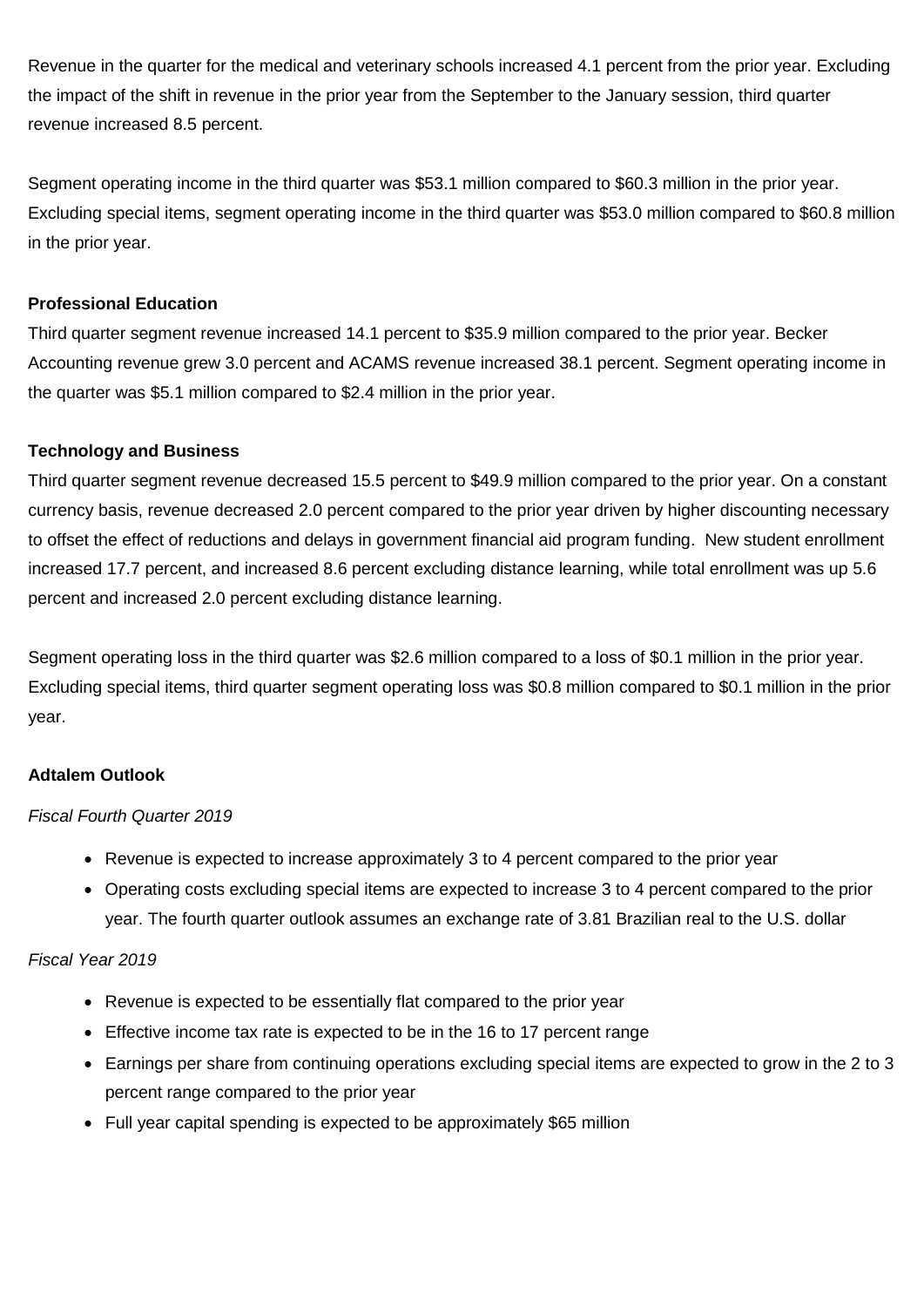Revenue in the quarter for the medical and veterinary schools increased 4.1 percent from the prior year. Excluding the impact of the shift in revenue in the prior year from the September to the January session, third quarter revenue increased 8.5 percent.

Segment operating income in the third quarter was $53.1 million compared to $60.3 million in the prior year. Excluding special items, segment operating income in the third quarter was $53.0 million compared to $60.8 million in the prior year.

**Professional Education**

Third quarter segment revenue increased 14.1 percent to $35.9 million compared to the prior year. Becker Accounting revenue grew 3.0 percent and ACAMS revenue increased 38.1 percent. Segment operating income in the quarter was $5.1 million compared to $2.4 million in the prior year.

**Technology and Business**

Third quarter segment revenue decreased 15.5 percent to $49.9 million compared to the prior year. On a constant currency basis, revenue decreased 2.0 percent compared to the prior year driven by higher discounting necessary to offset the effect of reductions and delays in government financial aid program funding. New student enrollment increased 17.7 percent, and increased 8.6 percent excluding distance learning, while total enrollment was up 5.6 percent and increased 2.0 percent excluding distance learning.

Segment operating loss in the third quarter was $2.6 million compared to a loss of $0.1 million in the prior year. Excluding special items, third quarter segment operating loss was $0.8 million compared to $0.1 million in the prior year.

**Adtalem Outlook**

*Fiscal Fourth Quarter 2019*

- Revenue is expected to increase approximately 3 to 4 percent compared to the prior year
- Operating costs excluding special items are expected to increase 3 to 4 percent compared to the prior year. The fourth quarter outlook assumes an exchange rate of 3.81 Brazilian real to the U.S. dollar

*Fiscal Year 2019*

- Revenue is expected to be essentially flat compared to the prior year
- Effective income tax rate is expected to be in the 16 to 17 percent range
- Earnings per share from continuing operations excluding special items are expected to grow in the 2 to 3 percent range compared to the prior year
- Full year capital spending is expected to be approximately $65 million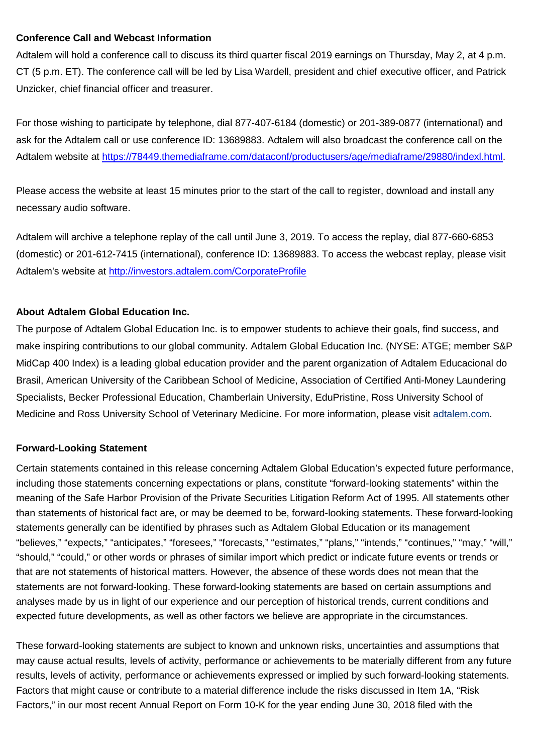**Conference Call and Webcast Information**

Adtalem will hold a conference call to discuss its third quarter fiscal 2019 earnings on Thursday, May 2, at 4 p.m. CT (5 p.m. ET). The conference call will be led by Lisa Wardell, president and chief executive officer, and Patrick Unzicker, chief financial officer and treasurer.

For those wishing to participate by telephone, dial 877-407-6184 (domestic) or 201-389-0877 (international) and ask for the Adtalem call or use conference ID: 13689883. Adtalem will also broadcast the conference call on the Adtalem website at [https://78449.themediaframe.com/dataconf/productusers/age/mediaframe/29880/indexl.html](https://78449.themediaframe.com/dataconf/productusers/age/mediaframe/29880/indexl.html).

Please access the website at least 15 minutes prior to the start of the call to register, download and install any necessary audio software.

Adtalem will archive a telephone replay of the call until June 3, 2019. To access the replay, dial 877-660-6853 (domestic) or 201-612-7415 (international), conference ID: 13689883. To access the webcast replay, please visit Adtalem's website at [http://investors.adtalem.com/CorporateProfile](http://investors.adtalem.com/CorporateProfile)

**About Adtalem Global Education Inc.**

The purpose of Adtalem Global Education Inc. is to empower students to achieve their goals, find success, and make inspiring contributions to our global community. Adtalem Global Education Inc. (NYSE: ATGE; member S&P MidCap 400 Index) is a leading global education provider and the parent organization of Adtalem Educacional do Brasil, American University of the Caribbean School of Medicine, Association of Certified Anti-Money Laundering Specialists, Becker Professional Education, Chamberlain University, EduPristine, Ross University School of Medicine and Ross University School of Veterinary Medicine. For more information, please visit [adtalem.com](adtalem.com).

**Forward-Looking Statement**

Certain statements contained in this release concerning Adtalem Global Education's expected future performance, including those statements concerning expectations or plans, constitute "forward-looking statements" within the meaning of the Safe Harbor Provision of the Private Securities Litigation Reform Act of 1995. All statements other than statements of historical fact are, or may be deemed to be, forward-looking statements. These forward-looking statements generally can be identified by phrases such as Adtalem Global Education or its management "believes," "expects," "anticipates," "foresees," "forecasts," "estimates," "plans," "intends," "continues," "may," "will," "should," "could," or other words or phrases of similar import which predict or indicate future events or trends or that are not statements of historical matters. However, the absence of these words does not mean that the statements are not forward-looking. These forward-looking statements are based on certain assumptions and analyses made by us in light of our experience and our perception of historical trends, current conditions and expected future developments, as well as other factors we believe are appropriate in the circumstances.

These forward-looking statements are subject to known and unknown risks, uncertainties and assumptions that may cause actual results, levels of activity, performance or achievements to be materially different from any future results, levels of activity, performance or achievements expressed or implied by such forward-looking statements. Factors that might cause or contribute to a material difference include the risks discussed in Item 1A, "Risk Factors," in our most recent Annual Report on Form 10-K for the year ending June 30, 2018 filed with the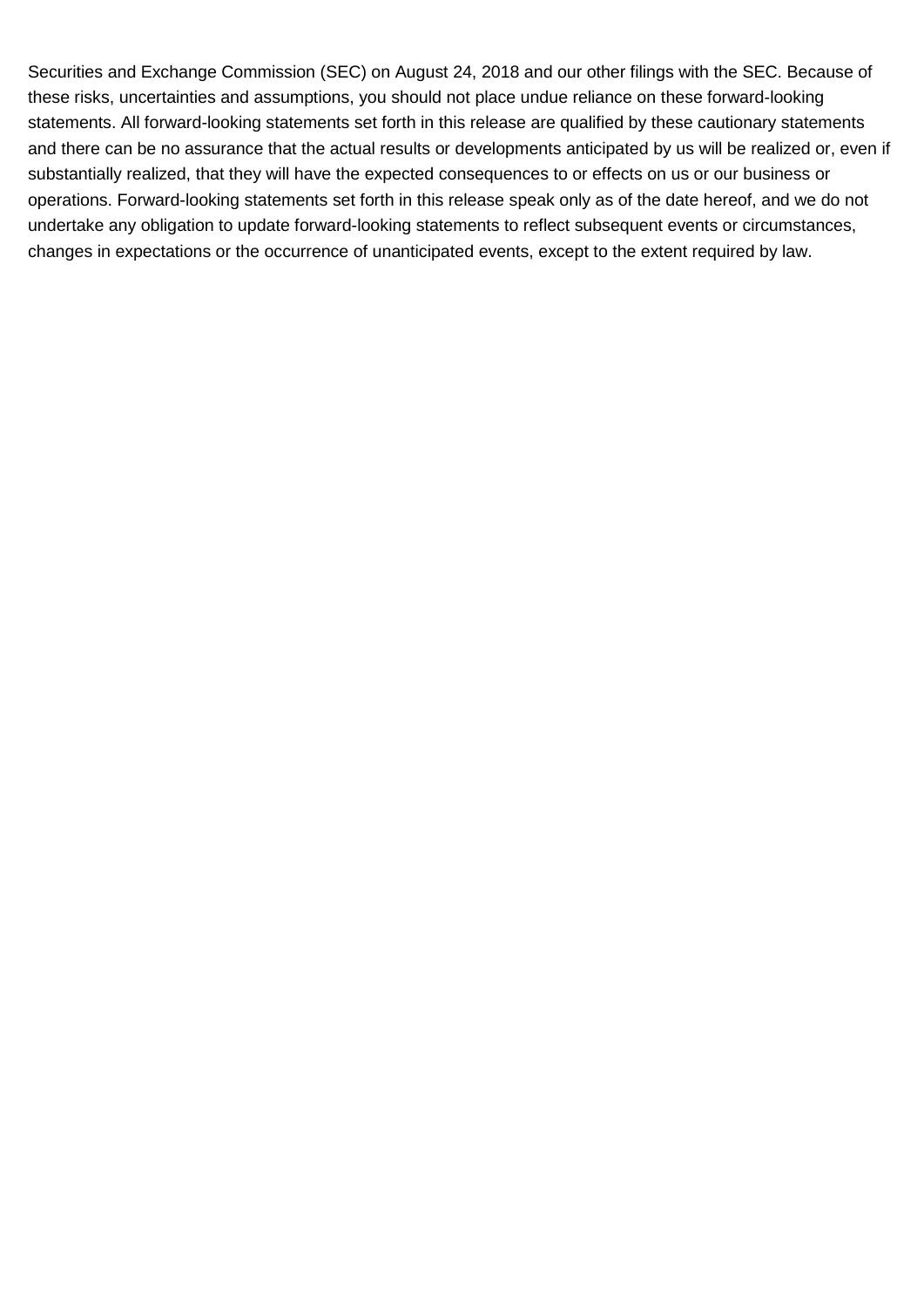Securities and Exchange Commission (SEC) on August 24, 2018 and our other filings with the SEC. Because of these risks, uncertainties and assumptions, you should not place undue reliance on these forward-looking statements. All forward-looking statements set forth in this release are qualified by these cautionary statements and there can be no assurance that the actual results or developments anticipated by us will be realized or, even if substantially realized, that they will have the expected consequences to or effects on us or our business or operations. Forward-looking statements set forth in this release speak only as of the date hereof, and we do not undertake any obligation to update forward-looking statements to reflect subsequent events or circumstances, changes in expectations or the occurrence of unanticipated events, except to the extent required by law.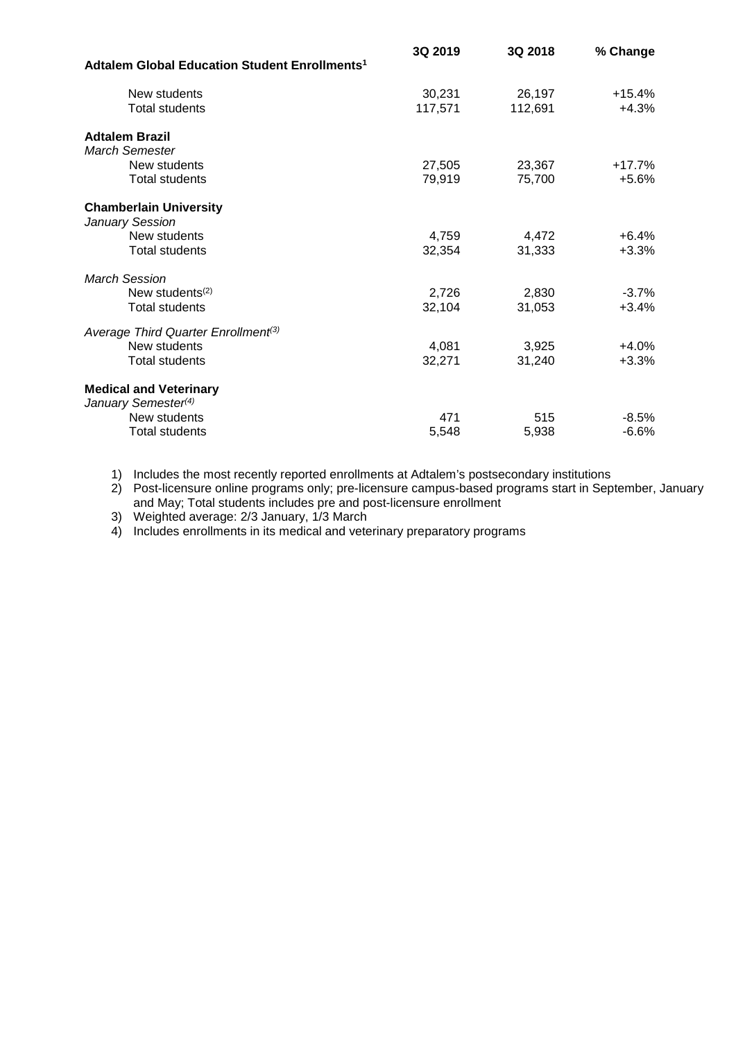| Adtalem Global Education Student Enrollments[1] | 3Q 2019 | 3Q 2018 | % Change |
|---|---|---|---|
| New students | 30,231 | 26,197 | +15.4% |
| Total students | 117,571 | 112,691 | +4.3% |
| **Adtalem Brazil** | | | |
| *March Semester* | | | |
| New students | 27,505 | 23,367 | +17.7% |
| Total students | 79,919 | 75,700 | +5.6% |
| **Chamberlain University** | | | |
| *January Session* | | | |
| New students | 4,759 | 4,472 | +6.4% |
| Total students | 32,354 | 31,333 | +3.3% |
| *March Session* | | | |
| New students[(2)] | 2,726 | 2,830 | -3.7% |
| Total students | 32,104 | 31,053 | +3.4% |
| *Average Third Quarter Enrollment[(3)]* | | | |
| New students | 4,081 | 3,925 | +4.0% |
| Total students | 32,271 | 31,240 | +3.3% |
| **Medical and Veterinary** | | | |
| *January Semester[(4)]* | | | |
| New students | 471 | 515 | -8.5% |
| Total students | 5,548 | 5,938 | -6.6% |

1) Includes the most recently reported enrollments at Adtalem's postsecondary institutions
2) Post-licensure online programs only; pre-licensure campus-based programs start in September, January and May; Total students includes pre and post-licensure enrollment
3) Weighted average: 2/3 January, 1/3 March
4) Includes enrollments in its medical and veterinary preparatory programs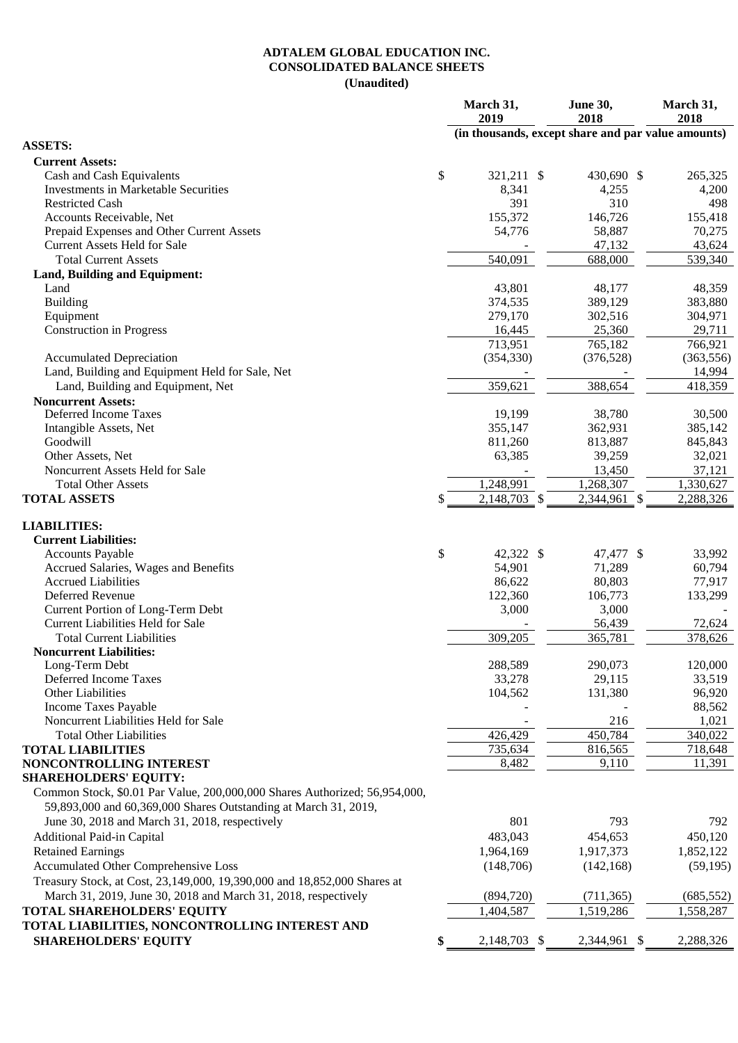# ADTALEM GLOBAL EDUCATION INC.
## CONSOLIDATED BALANCE SHEETS
**(Unaudited)**

| | March 31, 2019 | June 30, 2018 | March 31, 2018 |
|---|---|---|---|
| | (in thousands, except share and par value amounts) | | |
| **ASSETS:** | | | |
| **Current Assets:** | | | |
| Cash and Cash Equivalents | $ 321,211 | $ 430,690 | $ 265,325 |
| Investments in Marketable Securities | 8,341 | 4,255 | 4,200 |
| Restricted Cash | 391 | 310 | 498 |
| Accounts Receivable, Net | 155,372 | 146,726 | 155,418 |
| Prepaid Expenses and Other Current Assets | 54,776 | 58,887 | 70,275 |
| Current Assets Held for Sale | - | 47,132 | 43,624 |
| Total Current Assets | 540,091 | 688,000 | 539,340 |
| **Land, Building and Equipment:** | | | |
| Land | 43,801 | 48,177 | 48,359 |
| Building | 374,535 | 389,129 | 383,880 |
| Equipment | 279,170 | 302,516 | 304,971 |
| Construction in Progress | 16,445 | 25,360 | 29,711 |
| | 713,951 | 765,182 | 766,921 |
| Accumulated Depreciation | (354,330) | (376,528) | (363,556) |
| Land, Building and Equipment Held for Sale, Net | - | - | 14,994 |
| Land, Building and Equipment, Net | 359,621 | 388,654 | 418,359 |
| **Noncurrent Assets:** | | | |
| Deferred Income Taxes | 19,199 | 38,780 | 30,500 |
| Intangible Assets, Net | 355,147 | 362,931 | 385,142 |
| Goodwill | 811,260 | 813,887 | 845,843 |
| Other Assets, Net | 63,385 | 39,259 | 32,021 |
| Noncurrent Assets Held for Sale | - | 13,450 | 37,121 |
| Total Other Assets | 1,248,991 | 1,268,307 | 1,330,627 |
| **TOTAL ASSETS** | $ 2,148,703 | $ 2,344,961 | $ 2,288,326 |
| **LIABILITIES:** | | | |
| **Current Liabilities:** | | | |
| Accounts Payable | $ 42,322 | $ 47,477 | $ 33,992 |
| Accrued Salaries, Wages and Benefits | 54,901 | 71,289 | 60,794 |
| Accrued Liabilities | 86,622 | 80,803 | 77,917 |
| Deferred Revenue | 122,360 | 106,773 | 133,299 |
| Current Portion of Long-Term Debt | 3,000 | 3,000 | - |
| Current Liabilities Held for Sale | - | 56,439 | 72,624 |
| Total Current Liabilities | 309,205 | 365,781 | 378,626 |
| **Noncurrent Liabilities:** | | | |
| Long-Term Debt | 288,589 | 290,073 | 120,000 |
| Deferred Income Taxes | 33,278 | 29,115 | 33,519 |
| Other Liabilities | 104,562 | 131,380 | 96,920 |
| Income Taxes Payable | - | - | 88,562 |
| Noncurrent Liabilities Held for Sale | - | 216 | 1,021 |
| Total Other Liabilities | 426,429 | 450,784 | 340,022 |
| **TOTAL LIABILITIES** | 735,634 | 816,565 | 718,648 |
| **NONCONTROLLING INTEREST** | 8,482 | 9,110 | 11,391 |
| **SHAREHOLDERS' EQUITY:** | | | |
| Common Stock, $0.01 Par Value, 200,000,000 Shares Authorized; 56,954,000, 59,893,000 and 60,369,000 Shares Outstanding at March 31, 2019, June 30, 2018 and March 31, 2018, respectively | 801 | 793 | 792 |
| Additional Paid-in Capital | 483,043 | 454,653 | 450,120 |
| Retained Earnings | 1,964,169 | 1,917,373 | 1,852,122 |
| Accumulated Other Comprehensive Loss | (148,706) | (142,168) | (59,195) |
| Treasury Stock, at Cost, 23,149,000, 19,390,000 and 18,852,000 Shares at March 31, 2019, June 30, 2018 and March 31, 2018, respectively | (894,720) | (711,365) | (685,552) |
| **TOTAL SHAREHOLDERS' EQUITY** | 1,404,587 | 1,519,286 | 1,558,287 |
| **TOTAL LIABILITIES, NONCONTROLLING INTEREST AND SHAREHOLDERS' EQUITY** | $ 2,148,703 | $ 2,344,961 | $ 2,288,326 |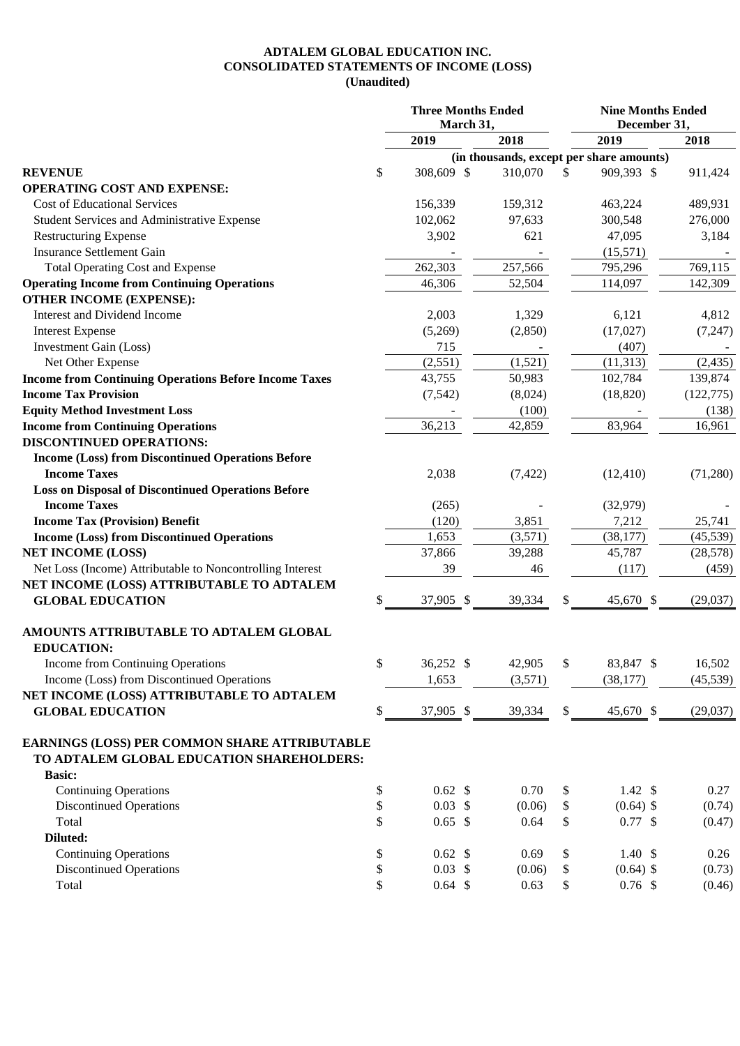**ADTALEM GLOBAL EDUCATION INC.**
**CONSOLIDATED STATEMENTS OF INCOME (LOSS)**
**(Unaudited)**

| | Three Months Ended March 31, | | Nine Months Ended December 31, | |
|---|---|---|---|---|
| | 2019 | 2018 | 2019 | 2018 |
| | (in thousands, except per share amounts) | | | |
| **REVENUE** | $ 308,609 | $ 310,070 | $ 909,393 | $ 911,424 |
| **OPERATING COST AND EXPENSE:** | | | | |
| Cost of Educational Services | 156,339 | 159,312 | 463,224 | 489,931 |
| Student Services and Administrative Expense | 102,062 | 97,633 | 300,548 | 276,000 |
| Restructuring Expense | 3,902 | 621 | 47,095 | 3,184 |
| Insurance Settlement Gain | - | - | (15,571) | - |
| Total Operating Cost and Expense | 262,303 | 257,566 | 795,296 | 769,115 |
| **Operating Income from Continuing Operations** | 46,306 | 52,504 | 114,097 | 142,309 |
| **OTHER INCOME (EXPENSE):** | | | | |
| Interest and Dividend Income | 2,003 | 1,329 | 6,121 | 4,812 |
| Interest Expense | (5,269) | (2,850) | (17,027) | (7,247) |
| Investment Gain (Loss) | 715 | - | (407) | - |
| Net Other Expense | (2,551) | (1,521) | (11,313) | (2,435) |
| **Income from Continuing Operations Before Income Taxes** | 43,755 | 50,983 | 102,784 | 139,874 |
| **Income Tax Provision** | (7,542) | (8,024) | (18,820) | (122,775) |
| **Equity Method Investment Loss** | - | (100) | - | (138) |
| **Income from Continuing Operations** | 36,213 | 42,859 | 83,964 | 16,961 |
| **DISCONTINUED OPERATIONS:** | | | | |
| **Income (Loss) from Discontinued Operations Before Income Taxes** | 2,038 | (7,422) | (12,410) | (71,280) |
| **Loss on Disposal of Discontinued Operations Before Income Taxes** | (265) | - | (32,979) | - |
| **Income Tax (Provision) Benefit** | (120) | 3,851 | 7,212 | 25,741 |
| **Income (Loss) from Discontinued Operations** | 1,653 | (3,571) | (38,177) | (45,539) |
| **NET INCOME (LOSS)** | 37,866 | 39,288 | 45,787 | (28,578) |
| Net Loss (Income) Attributable to Noncontrolling Interest | 39 | 46 | (117) | (459) |
| **NET INCOME (LOSS) ATTRIBUTABLE TO ADTALEM GLOBAL EDUCATION** | $ 37,905 | $ 39,334 | $ 45,670 | $ (29,037) |
| | | | | |
| **AMOUNTS ATTRIBUTABLE TO ADTALEM GLOBAL EDUCATION:** | | | | |
| Income from Continuing Operations | $ 36,252 | $ 42,905 | $ 83,847 | $ 16,502 |
| Income (Loss) from Discontinued Operations | 1,653 | (3,571) | (38,177) | (45,539) |
| **NET INCOME (LOSS) ATTRIBUTABLE TO ADTALEM GLOBAL EDUCATION** | $ 37,905 | $ 39,334 | $ 45,670 | $ (29,037) |
| | | | | |
| **EARNINGS (LOSS) PER COMMON SHARE ATTRIBUTABLE TO ADTALEM GLOBAL EDUCATION SHAREHOLDERS:** | | | | |
| **Basic:** | | | | |
| Continuing Operations | $ 0.62 | $ 0.70 | $ 1.42 | $ 0.27 |
| Discontinued Operations | $ 0.03 | $ (0.06) | $ (0.64) | $ (0.74) |
| Total | $ 0.65 | $ 0.64 | $ 0.77 | $ (0.47) |
| **Diluted:** | | | | |
| Continuing Operations | $ 0.62 | $ 0.69 | $ 1.40 | $ 0.26 |
| Discontinued Operations | $ 0.03 | $ (0.06) | $ (0.64) | $ (0.73) |
| Total | $ 0.64 | $ 0.63 | $ 0.76 | $ (0.46) |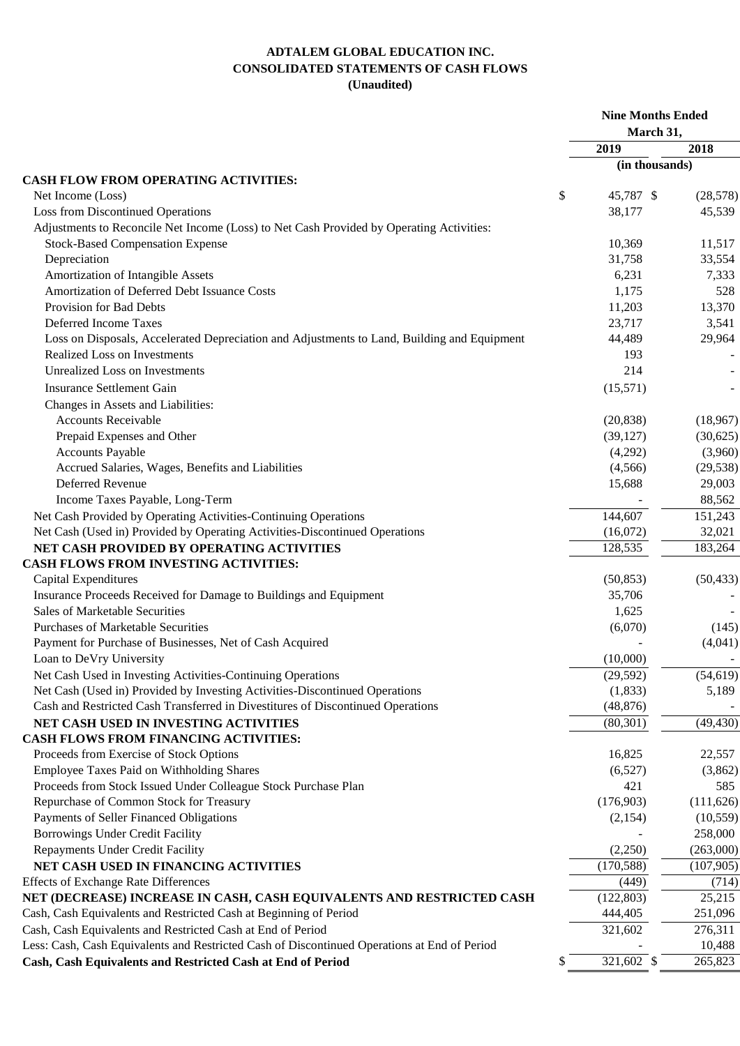**ADTALEM GLOBAL EDUCATION INC.**
**CONSOLIDATED STATEMENTS OF CASH FLOWS**
**(Unaudited)**

| | Nine Months Ended March 31, | |
|---|---|---|
| | 2019 | 2018 |
| | (in thousands) | |
| **CASH FLOW FROM OPERATING ACTIVITIES:** | | |
| Net Income (Loss) | $ 45,787 | $ (28,578) |
| Loss from Discontinued Operations | 38,177 | 45,539 |
| Adjustments to Reconcile Net Income (Loss) to Net Cash Provided by Operating Activities: | | |
| Stock-Based Compensation Expense | 10,369 | 11,517 |
| Depreciation | 31,758 | 33,554 |
| Amortization of Intangible Assets | 6,231 | 7,333 |
| Amortization of Deferred Debt Issuance Costs | 1,175 | 528 |
| Provision for Bad Debts | 11,203 | 13,370 |
| Deferred Income Taxes | 23,717 | 3,541 |
| Loss on Disposals, Accelerated Depreciation and Adjustments to Land, Building and Equipment | 44,489 | 29,964 |
| Realized Loss on Investments | 193 | - |
| Unrealized Loss on Investments | 214 | - |
| Insurance Settlement Gain | (15,571) | - |
| Changes in Assets and Liabilities: | | |
| Accounts Receivable | (20,838) | (18,967) |
| Prepaid Expenses and Other | (39,127) | (30,625) |
| Accounts Payable | (4,292) | (3,960) |
| Accrued Salaries, Wages, Benefits and Liabilities | (4,566) | (29,538) |
| Deferred Revenue | 15,688 | 29,003 |
| Income Taxes Payable, Long-Term | - | 88,562 |
| Net Cash Provided by Operating Activities-Continuing Operations | 144,607 | 151,243 |
| Net Cash (Used in) Provided by Operating Activities-Discontinued Operations | (16,072) | 32,021 |
| **NET CASH PROVIDED BY OPERATING ACTIVITIES** | 128,535 | 183,264 |
| **CASH FLOWS FROM INVESTING ACTIVITIES:** | | |
| Capital Expenditures | (50,853) | (50,433) |
| Insurance Proceeds Received for Damage to Buildings and Equipment | 35,706 | - |
| Sales of Marketable Securities | 1,625 | - |
| Purchases of Marketable Securities | (6,070) | (145) |
| Payment for Purchase of Businesses, Net of Cash Acquired | - | (4,041) |
| Loan to DeVry University | (10,000) | - |
| Net Cash Used in Investing Activities-Continuing Operations | (29,592) | (54,619) |
| Net Cash (Used in) Provided by Investing Activities-Discontinued Operations | (1,833) | 5,189 |
| Cash and Restricted Cash Transferred in Divestitures of Discontinued Operations | (48,876) | - |
| **NET CASH USED IN INVESTING ACTIVITIES** | (80,301) | (49,430) |
| **CASH FLOWS FROM FINANCING ACTIVITIES:** | | |
| Proceeds from Exercise of Stock Options | 16,825 | 22,557 |
| Employee Taxes Paid on Withholding Shares | (6,527) | (3,862) |
| Proceeds from Stock Issued Under Colleague Stock Purchase Plan | 421 | 585 |
| Repurchase of Common Stock for Treasury | (176,903) | (111,626) |
| Payments of Seller Financed Obligations | (2,154) | (10,559) |
| Borrowings Under Credit Facility | - | 258,000 |
| Repayments Under Credit Facility | (2,250) | (263,000) |
| **NET CASH USED IN FINANCING ACTIVITIES** | (170,588) | (107,905) |
| Effects of Exchange Rate Differences | (449) | (714) |
| **NET (DECREASE) INCREASE IN CASH, CASH EQUIVALENTS AND RESTRICTED CASH** | (122,803) | 25,215 |
| Cash, Cash Equivalents and Restricted Cash at Beginning of Period | 444,405 | 251,096 |
| Cash, Cash Equivalents and Restricted Cash at End of Period | 321,602 | 276,311 |
| Less: Cash, Cash Equivalents and Restricted Cash of Discontinued Operations at End of Period | - | 10,488 |
| **Cash, Cash Equivalents and Restricted Cash at End of Period** | $ 321,602 | $ 265,823 |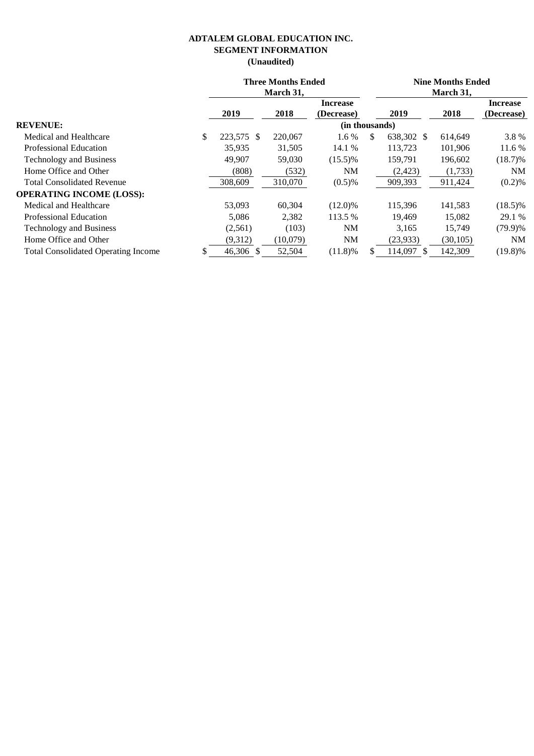# ADTALEM GLOBAL EDUCATION INC.
## SEGMENT INFORMATION
### (Unaudited)

| | Three Months Ended March 31, | | | Nine Months Ended March 31, | | |
|---|---|---|---|---|---|---|
| | 2019 | 2018 | Increase (Decrease) | 2019 | 2018 | Increase (Decrease) |
| | | | (in thousands) | | | |
| **REVENUE:** | | | | | | |
| Medical and Healthcare | $ 223,575 | $ 220,067 | 1.6 % | $ 638,302 | $ 614,649 | 3.8 % |
| Professional Education | 35,935 | 31,505 | 14.1 % | 113,723 | 101,906 | 11.6 % |
| Technology and Business | 49,907 | 59,030 | (15.5)% | 159,791 | 196,602 | (18.7)% |
| Home Office and Other | (808) | (532) | NM | (2,423) | (1,733) | NM |
| Total Consolidated Revenue | 308,609 | 310,070 | (0.5)% | 909,393 | 911,424 | (0.2)% |
| **OPERATING INCOME (LOSS):** | | | | | | |
| Medical and Healthcare | 53,093 | 60,304 | (12.0)% | 115,396 | 141,583 | (18.5)% |
| Professional Education | 5,086 | 2,382 | 113.5 % | 19,469 | 15,082 | 29.1 % |
| Technology and Business | (2,561) | (103) | NM | 3,165 | 15,749 | (79.9)% |
| Home Office and Other | (9,312) | (10,079) | NM | (23,933) | (30,105) | NM |
| Total Consolidated Operating Income | $ 46,306 | $ 52,504 | (11.8)% | $ 114,097 | $ 142,309 | (19.8)% |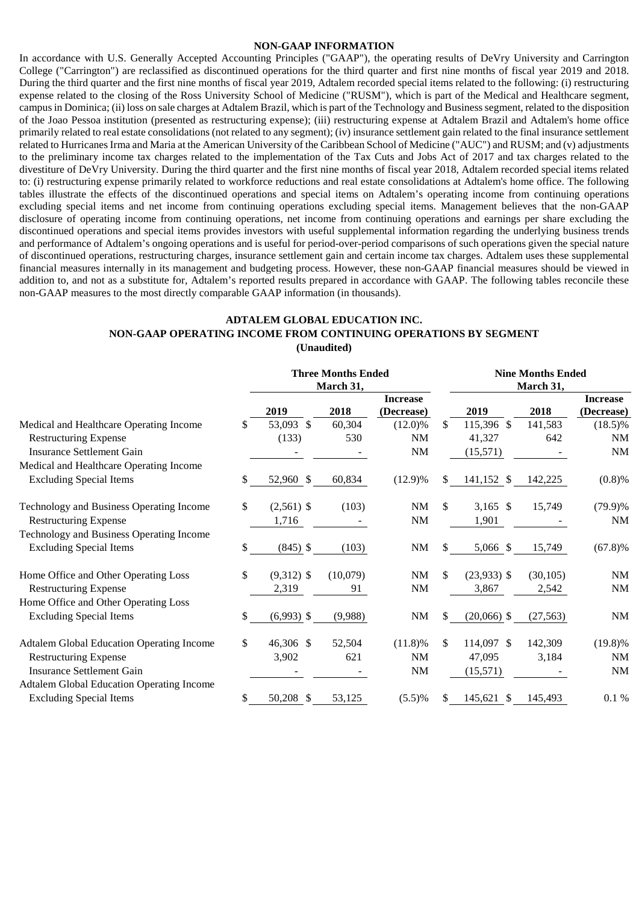## NON-GAAP INFORMATION

In accordance with U.S. Generally Accepted Accounting Principles ("GAAP"), the operating results of DeVry University and Carrington College ("Carrington") are reclassified as discontinued operations for the third quarter and first nine months of fiscal year 2019 and 2018. During the third quarter and the first nine months of fiscal year 2019, Adtalem recorded special items related to the following: (i) restructuring expense related to the closing of the Ross University School of Medicine ("RUSM"), which is part of the Medical and Healthcare segment, campus in Dominica; (ii) loss on sale charges at Adtalem Brazil, which is part of the Technology and Business segment, related to the disposition of the Joao Pessoa institution (presented as restructuring expense); (iii) restructuring expense at Adtalem Brazil and Adtalem's home office primarily related to real estate consolidations (not related to any segment); (iv) insurance settlement gain related to the final insurance settlement related to Hurricanes Irma and Maria at the American University of the Caribbean School of Medicine ("AUC") and RUSM; and (v) adjustments to the preliminary income tax charges related to the implementation of the Tax Cuts and Jobs Act of 2017 and tax charges related to the divestiture of DeVry University. During the third quarter and the first nine months of fiscal year 2018, Adtalem recorded special items related to: (i) restructuring expense primarily related to workforce reductions and real estate consolidations at Adtalem's home office. The following tables illustrate the effects of the discontinued operations and special items on Adtalem's operating income from continuing operations excluding special items and net income from continuing operations excluding special items. Management believes that the non-GAAP disclosure of operating income from continuing operations, net income from continuing operations and earnings per share excluding the discontinued operations and special items provides investors with useful supplemental information regarding the underlying business trends and performance of Adtalem's ongoing operations and is useful for period-over-period comparisons of such operations given the special nature of discontinued operations, restructuring charges, insurance settlement gain and certain income tax charges. Adtalem uses these supplemental financial measures internally in its management and budgeting process. However, these non-GAAP financial measures should be viewed in addition to, and not as a substitute for, Adtalem's reported results prepared in accordance with GAAP. The following tables reconcile these non-GAAP measures to the most directly comparable GAAP information (in thousands).

### ADTALEM GLOBAL EDUCATION INC.
### NON-GAAP OPERATING INCOME FROM CONTINUING OPERATIONS BY SEGMENT
**(Unaudited)**

| | Three Months Ended March 31, | | | Nine Months Ended March 31, | | |
|---|---|---|---|---|---|---|
| | 2019 | 2018 | Increase (Decrease) | 2019 | 2018 | Increase (Decrease) |
| Medical and Healthcare Operating Income | $ 53,093 | $ 60,304 | (12.0)% | $ 115,396 | $ 141,583 | (18.5)% |
| Restructuring Expense | (133) | 530 | NM | 41,327 | 642 | NM |
| Insurance Settlement Gain | - | - | NM | (15,571) | - | NM |
| Medical and Healthcare Operating Income Excluding Special Items | $ 52,960 | $ 60,834 | (12.9)% | $ 141,152 | $ 142,225 | (0.8)% |
| Technology and Business Operating Income | $ (2,561) | $ (103) | NM | $ 3,165 | $ 15,749 | (79.9)% |
| Restructuring Expense | 1,716 | - | NM | 1,901 | - | NM |
| Technology and Business Operating Income Excluding Special Items | $ (845) | $ (103) | NM | $ 5,066 | $ 15,749 | (67.8)% |
| Home Office and Other Operating Loss | $ (9,312) | $ (10,079) | NM | $ (23,933) | $ (30,105) | NM |
| Restructuring Expense | 2,319 | 91 | NM | 3,867 | 2,542 | NM |
| Home Office and Other Operating Loss Excluding Special Items | $ (6,993) | $ (9,988) | NM | $ (20,066) | $ (27,563) | NM |
| Adtalem Global Education Operating Income | $ 46,306 | $ 52,504 | (11.8)% | $ 114,097 | $ 142,309 | (19.8)% |
| Restructuring Expense | 3,902 | 621 | NM | 47,095 | 3,184 | NM |
| Insurance Settlement Gain | - | - | NM | (15,571) | - | NM |
| Adtalem Global Education Operating Income Excluding Special Items | $ 50,208 | $ 53,125 | (5.5)% | $ 145,621 | $ 145,493 | 0.1 % |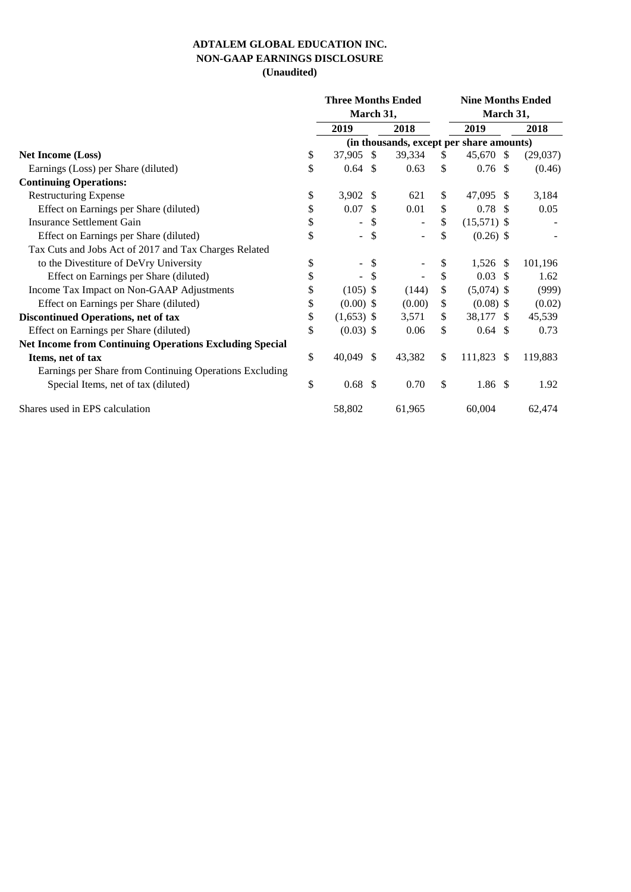**ADTALEM GLOBAL EDUCATION INC.**
**NON-GAAP EARNINGS DISCLOSURE**
**(Unaudited)**

| | Three Months Ended March 31, | | Nine Months Ended March 31, | |
|---|---|---|---|---|
| | 2019 | 2018 | 2019 | 2018 |
| | (in thousands, except per share amounts) | | | |
| **Net Income (Loss)** | $ 37,905 | $ 39,334 | $ 45,670 | $ (29,037) |
| Earnings (Loss) per Share (diluted) | $ 0.64 | $ 0.63 | $ 0.76 | $ (0.46) |
| **Continuing Operations:** | | | | |
| Restructuring Expense | $ 3,902 | $ 621 | $ 47,095 | $ 3,184 |
| Effect on Earnings per Share (diluted) | $ 0.07 | $ 0.01 | $ 0.78 | $ 0.05 |
| Insurance Settlement Gain | $ - | $ - | $ (15,571) | $ - |
| Effect on Earnings per Share (diluted) | $ - | $ - | $ (0.26) | $ - |
| Tax Cuts and Jobs Act of 2017 and Tax Charges Related to the Divestiture of DeVry University | $ - | $ - | $ 1,526 | $ 101,196 |
| Effect on Earnings per Share (diluted) | $ - | $ - | $ 0.03 | $ 1.62 |
| Income Tax Impact on Non-GAAP Adjustments | $ (105) | $ (144) | $ (5,074) | $ (999) |
| Effect on Earnings per Share (diluted) | $ (0.00) | $ (0.00) | $ (0.08) | $ (0.02) |
| **Discontinued Operations, net of tax** | $ (1,653) | $ 3,571 | $ 38,177 | $ 45,539 |
| Effect on Earnings per Share (diluted) | $ (0.03) | $ 0.06 | $ 0.64 | $ 0.73 |
| **Net Income from Continuing Operations Excluding Special Items, net of tax** | $ 40,049 | $ 43,382 | $ 111,823 | $ 119,883 |
| Earnings per Share from Continuing Operations Excluding Special Items, net of tax (diluted) | $ 0.68 | $ 0.70 | $ 1.86 | $ 1.92 |
| Shares used in EPS calculation | 58,802 | 61,965 | 60,004 | 62,474 |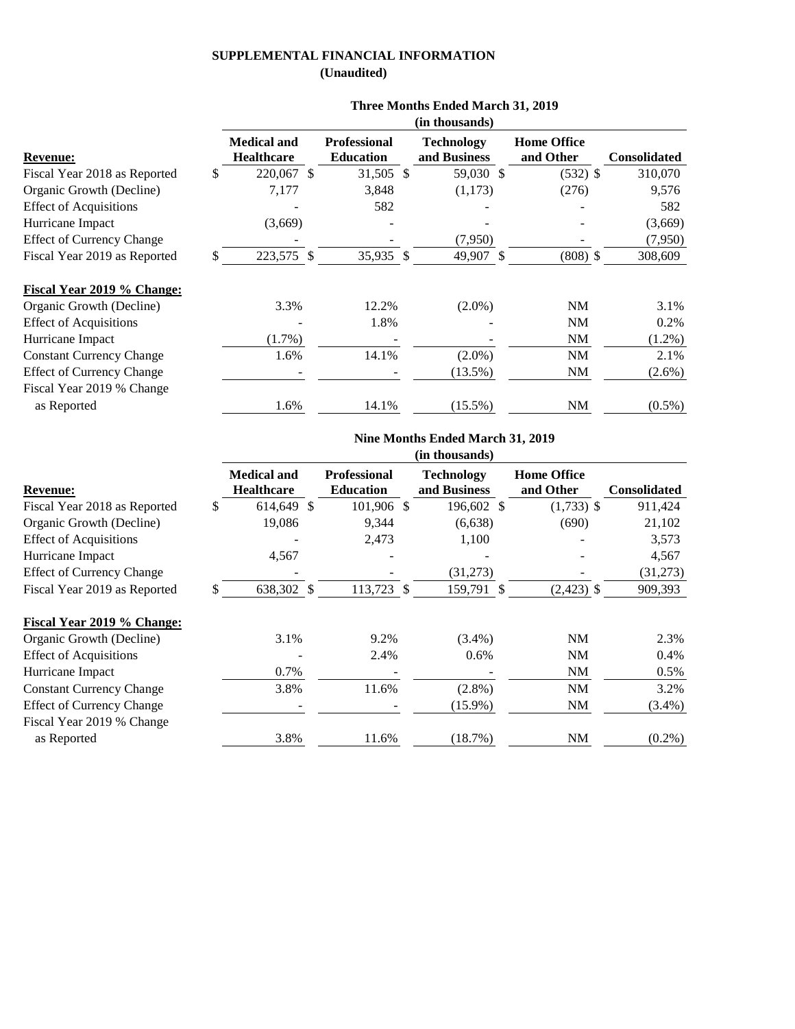**SUPPLEMENTAL FINANCIAL INFORMATION**

**(Unaudited)**

| | Three Months Ended March 31, 2019 (in thousands) | | | | |
|---|---|---|---|---|---|
| **Revenue:** | **Medical and Healthcare** | **Professional Education** | **Technology and Business** | **Home Office and Other** | **Consolidated** |
| Fiscal Year 2018 as Reported | $ 220,067 | $ 31,505 | $ 59,030 | $ (532) | $ 310,070 |
| Organic Growth (Decline) | 7,177 | 3,848 | (1,173) | (276) | 9,576 |
| Effect of Acquisitions | - | 582 | - | - | 582 |
| Hurricane Impact | (3,669) | - | - | - | (3,669) |
| Effect of Currency Change | - | - | (7,950) | - | (7,950) |
| Fiscal Year 2019 as Reported | $ 223,575 | $ 35,935 | $ 49,907 | $ (808) | $ 308,609 |
| | | | | | |
| **Fiscal Year 2019 % Change:** | | | | | |
| Organic Growth (Decline) | 3.3% | 12.2% | (2.0%) | NM | 3.1% |
| Effect of Acquisitions | - | 1.8% | - | NM | 0.2% |
| Hurricane Impact | (1.7%) | - | - | NM | (1.2%) |
| Constant Currency Change | 1.6% | 14.1% | (2.0%) | NM | 2.1% |
| Effect of Currency Change | - | - | (13.5%) | NM | (2.6%) |
| Fiscal Year 2019 % Change as Reported | 1.6% | 14.1% | (15.5%) | NM | (0.5%) |

| | Nine Months Ended March 31, 2019 (in thousands) | | | | |
|---|---|---|---|---|---|
| **Revenue:** | **Medical and Healthcare** | **Professional Education** | **Technology and Business** | **Home Office and Other** | **Consolidated** |
| Fiscal Year 2018 as Reported | $ 614,649 | $ 101,906 | $ 196,602 | $ (1,733) | $ 911,424 |
| Organic Growth (Decline) | 19,086 | 9,344 | (6,638) | (690) | 21,102 |
| Effect of Acquisitions | - | 2,473 | 1,100 | - | 3,573 |
| Hurricane Impact | 4,567 | - | - | - | 4,567 |
| Effect of Currency Change | - | - | (31,273) | - | (31,273) |
| Fiscal Year 2019 as Reported | $ 638,302 | $ 113,723 | $ 159,791 | $ (2,423) | $ 909,393 |
| | | | | | |
| **Fiscal Year 2019 % Change:** | | | | | |
| Organic Growth (Decline) | 3.1% | 9.2% | (3.4%) | NM | 2.3% |
| Effect of Acquisitions | - | 2.4% | 0.6% | NM | 0.4% |
| Hurricane Impact | 0.7% | - | - | NM | 0.5% |
| Constant Currency Change | 3.8% | 11.6% | (2.8%) | NM | 3.2% |
| Effect of Currency Change | - | - | (15.9%) | NM | (3.4%) |
| Fiscal Year 2019 % Change as Reported | 3.8% | 11.6% | (18.7%) | NM | (0.2%) |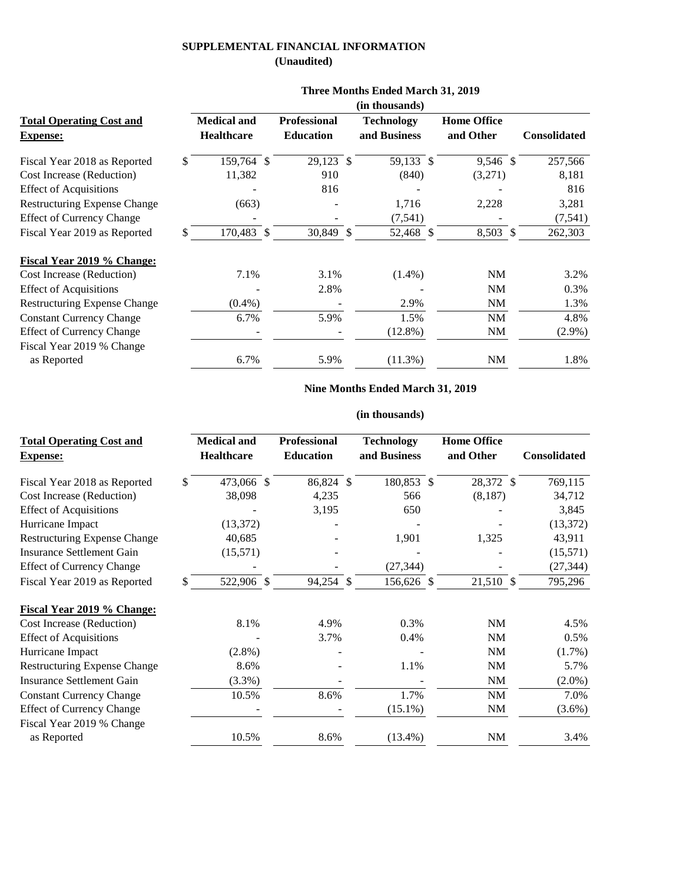**SUPPLEMENTAL FINANCIAL INFORMATION**

**(Unaudited)**

| | Three Months Ended March 31, 2019 (in thousands) | | | | |
|---|---|---|---|---|---|
| **Total Operating Cost and Expense:** | **Medical and Healthcare** | **Professional Education** | **Technology and Business** | **Home Office and Other** | **Consolidated** |
| Fiscal Year 2018 as Reported | $ 159,764 | $ 29,123 | $ 59,133 | $ 9,546 | $ 257,566 |
| Cost Increase (Reduction) | 11,382 | 910 | (840) | (3,271) | 8,181 |
| Effect of Acquisitions | - | 816 | - | - | 816 |
| Restructuring Expense Change | (663) | - | 1,716 | 2,228 | 3,281 |
| Effect of Currency Change | - | - | (7,541) | - | (7,541) |
| Fiscal Year 2019 as Reported | $ 170,483 | $ 30,849 | $ 52,468 | $ 8,503 | $ 262,303 |
| **Fiscal Year 2019 % Change:** | | | | | |
| Cost Increase (Reduction) | 7.1% | 3.1% | (1.4%) | NM | 3.2% |
| Effect of Acquisitions | - | 2.8% | - | NM | 0.3% |
| Restructuring Expense Change | (0.4%) | - | 2.9% | NM | 1.3% |
| Constant Currency Change | 6.7% | 5.9% | 1.5% | NM | 4.8% |
| Effect of Currency Change | - | - | (12.8%) | NM | (2.9%) |
| Fiscal Year 2019 % Change as Reported | 6.7% | 5.9% | (11.3%) | NM | 1.8% |

| | Nine Months Ended March 31, 2019 (in thousands) | | | | |
|---|---|---|---|---|---|
| **Total Operating Cost and Expense:** | **Medical and Healthcare** | **Professional Education** | **Technology and Business** | **Home Office and Other** | **Consolidated** |
| Fiscal Year 2018 as Reported | $ 473,066 | $ 86,824 | $ 180,853 | $ 28,372 | $ 769,115 |
| Cost Increase (Reduction) | 38,098 | 4,235 | 566 | (8,187) | 34,712 |
| Effect of Acquisitions | - | 3,195 | 650 | - | 3,845 |
| Hurricane Impact | (13,372) | - | - | - | (13,372) |
| Restructuring Expense Change | 40,685 | - | 1,901 | 1,325 | 43,911 |
| Insurance Settlement Gain | (15,571) | - | - | - | (15,571) |
| Effect of Currency Change | - | - | (27,344) | - | (27,344) |
| Fiscal Year 2019 as Reported | $ 522,906 | $ 94,254 | $ 156,626 | $ 21,510 | $ 795,296 |
| **Fiscal Year 2019 % Change:** | | | | | |
| Cost Increase (Reduction) | 8.1% | 4.9% | 0.3% | NM | 4.5% |
| Effect of Acquisitions | - | 3.7% | 0.4% | NM | 0.5% |
| Hurricane Impact | (2.8%) | - | - | NM | (1.7%) |
| Restructuring Expense Change | 8.6% | - | 1.1% | NM | 5.7% |
| Insurance Settlement Gain | (3.3%) | - | - | NM | (2.0%) |
| Constant Currency Change | 10.5% | 8.6% | 1.7% | NM | 7.0% |
| Effect of Currency Change | - | - | (15.1%) | NM | (3.6%) |
| Fiscal Year 2019 % Change as Reported | 10.5% | 8.6% | (13.4%) | NM | 3.4% |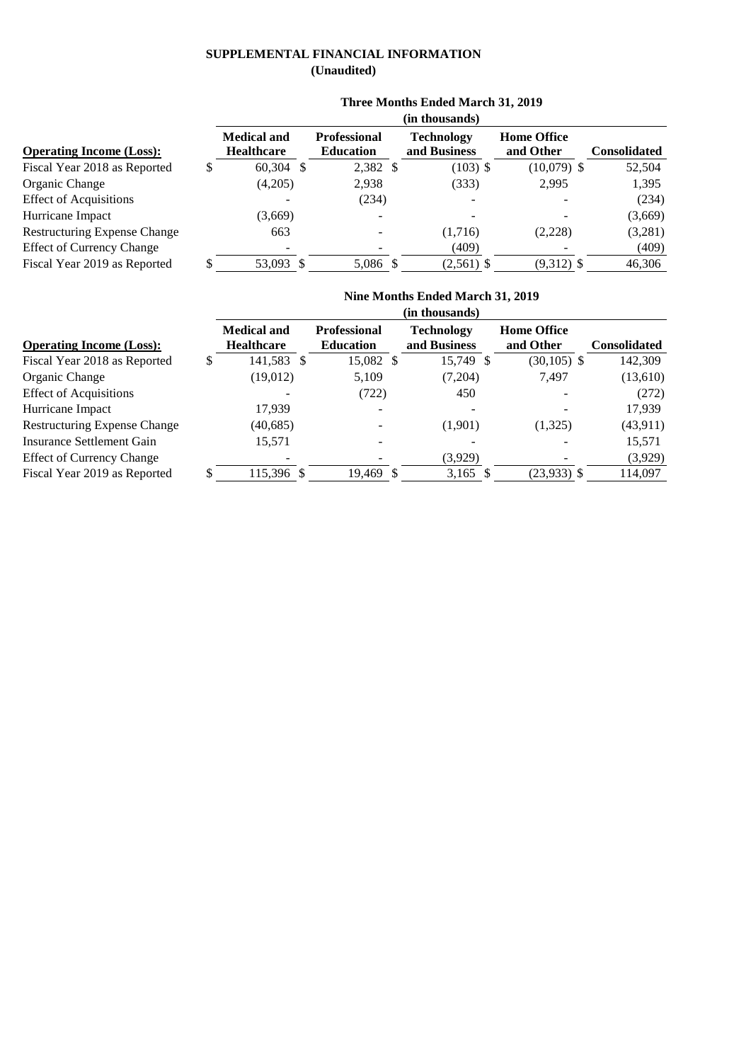**SUPPLEMENTAL FINANCIAL INFORMATION**
**(Unaudited)**

| | Three Months Ended March 31, 2019 (in thousands) | | | | |
|---|---|---|---|---|---|
| **Operating Income (Loss):** | **Medical and Healthcare** | **Professional Education** | **Technology and Business** | **Home Office and Other** | **Consolidated** |
| Fiscal Year 2018 as Reported | $ 60,304 | $ 2,382 | $ (103) | $ (10,079) | $ 52,504 |
| Organic Change | (4,205) | 2,938 | (333) | 2,995 | 1,395 |
| Effect of Acquisitions | - | (234) | - | - | (234) |
| Hurricane Impact | (3,669) | - | - | - | (3,669) |
| Restructuring Expense Change | 663 | - | (1,716) | (2,228) | (3,281) |
| Effect of Currency Change | - | - | (409) | - | (409) |
| Fiscal Year 2019 as Reported | $ 53,093 | $ 5,086 | $ (2,561) | $ (9,312) | $ 46,306 |

| | Nine Months Ended March 31, 2019 (in thousands) | | | | |
|---|---|---|---|---|---|
| **Operating Income (Loss):** | **Medical and Healthcare** | **Professional Education** | **Technology and Business** | **Home Office and Other** | **Consolidated** |
| Fiscal Year 2018 as Reported | $ 141,583 | $ 15,082 | $ 15,749 | $ (30,105) | $ 142,309 |
| Organic Change | (19,012) | 5,109 | (7,204) | 7,497 | (13,610) |
| Effect of Acquisitions | - | (722) | 450 | - | (272) |
| Hurricane Impact | 17,939 | - | - | - | 17,939 |
| Restructuring Expense Change | (40,685) | - | (1,901) | (1,325) | (43,911) |
| Insurance Settlement Gain | 15,571 | - | - | - | 15,571 |
| Effect of Currency Change | - | - | (3,929) | - | (3,929) |
| Fiscal Year 2019 as Reported | $ 115,396 | $ 19,469 | $ 3,165 | $ (23,933) | $ 114,097 |